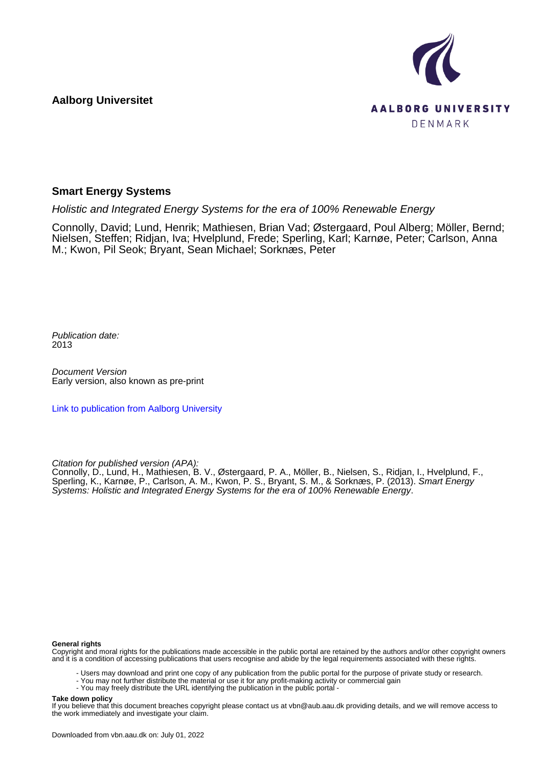**Aalborg Universitet**

AALBORG UNIVERSITY
DENMARK

# Smart Energy Systems

*Holistic and Integrated Energy Systems for the era of 100% Renewable Energy*

Connolly, David; Lund, Henrik; Mathiesen, Brian Vad; Østergaard, Poul Alberg; Möller, Bernd; Nielsen, Steffen; Ridjan, Iva; Hvelplund, Frede; Sperling, Karl; Karnøe, Peter; Carlson, Anna M.; Kwon, Pil Seok; Bryant, Sean Michael; Sorknæs, Peter

*Publication date:*
2013

*Document Version*
Early version, also known as pre-print

Link to publication from Aalborg University

*Citation for published version (APA):*
Connolly, D., Lund, H., Mathiesen, B. V., Østergaard, P. A., Möller, B., Nielsen, S., Ridjan, I., Hvelplund, F., Sperling, K., Karnøe, P., Carlson, A. M., Kwon, P. S., Bryant, S. M., & Sorknæs, P. (2013). *Smart Energy Systems: Holistic and Integrated Energy Systems for the era of 100% Renewable Energy*.

**General rights**
Copyright and moral rights for the publications made accessible in the public portal are retained by the authors and/or other copyright owners and it is a condition of accessing publications that users recognise and abide by the legal requirements associated with these rights.

- Users may download and print one copy of any publication from the public portal for the purpose of private study or research.
- You may not further distribute the material or use it for any profit-making activity or commercial gain
- You may freely distribute the URL identifying the publication in the public portal -

**Take down policy**
If you believe that this document breaches copyright please contact us at vbn@aub.aau.dk providing details, and we will remove access to the work immediately and investigate your claim.

Downloaded from vbn.aau.dk on: July 01, 2022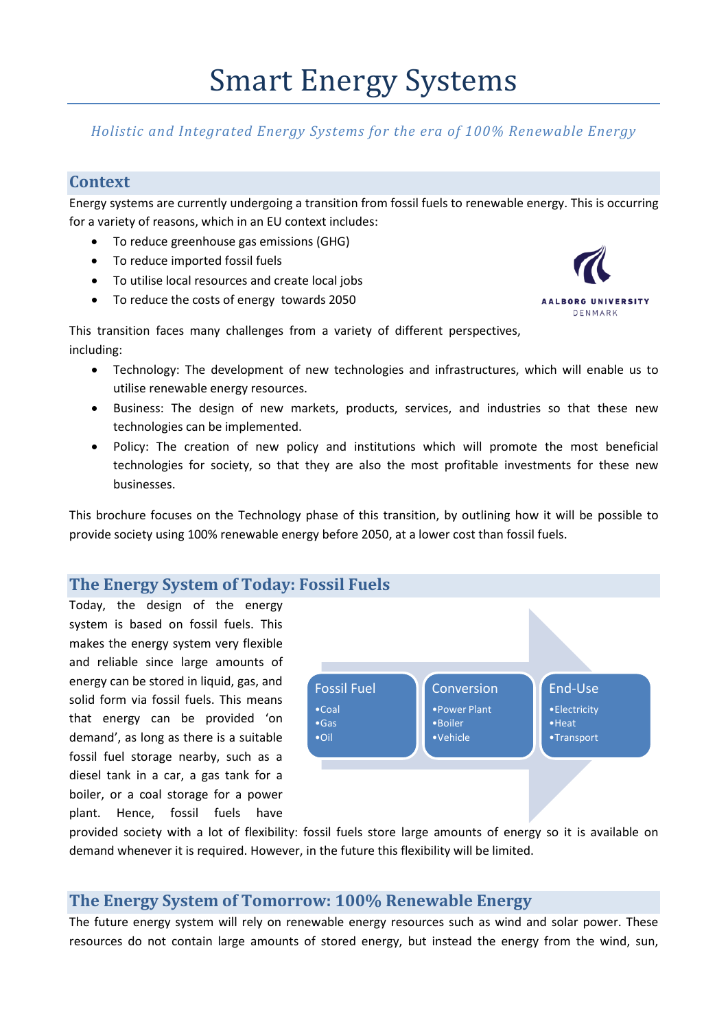# Smart Energy Systems

*Holistic and Integrated Energy Systems for the era of 100% Renewable Energy*

## Context

Energy systems are currently undergoing a transition from fossil fuels to renewable energy. This is occurring for a variety of reasons, which in an EU context includes:

- To reduce greenhouse gas emissions (GHG)
- To reduce imported fossil fuels
- To utilise local resources and create local jobs
- To reduce the costs of energy towards 2050

AALBORG UNIVERSITY
DENMARK

This transition faces many challenges from a variety of different perspectives, including:

- Technology: The development of new technologies and infrastructures, which will enable us to utilise renewable energy resources.
- Business: The design of new markets, products, services, and industries so that these new technologies can be implemented.
- Policy: The creation of new policy and institutions which will promote the most beneficial technologies for society, so that they are also the most profitable investments for these new businesses.

This brochure focuses on the Technology phase of this transition, by outlining how it will be possible to provide society using 100% renewable energy before 2050, at a lower cost than fossil fuels.

## The Energy System of Today: Fossil Fuels

Today, the design of the energy system is based on fossil fuels. This makes the energy system very flexible and reliable since large amounts of energy can be stored in liquid, gas, and solid form via fossil fuels. This means that energy can be provided 'on demand', as long as there is a suitable fossil fuel storage nearby, such as a diesel tank in a car, a gas tank for a boiler, or a coal storage for a power plant. Hence, fossil fuels have provided society with a lot of flexibility: fossil fuels store large amounts of energy so it is available on demand whenever it is required. However, in the future this flexibility will be limited.

| Fossil Fuel | Conversion | End-Use |
|---|---|---|
| •Coal | •Power Plant | •Electricity |
| •Gas | •Boiler | •Heat |
| •Oil | •Vehicle | •Transport |

## The Energy System of Tomorrow: 100% Renewable Energy

The future energy system will rely on renewable energy resources such as wind and solar power. These resources do not contain large amounts of stored energy, but instead the energy from the wind, sun,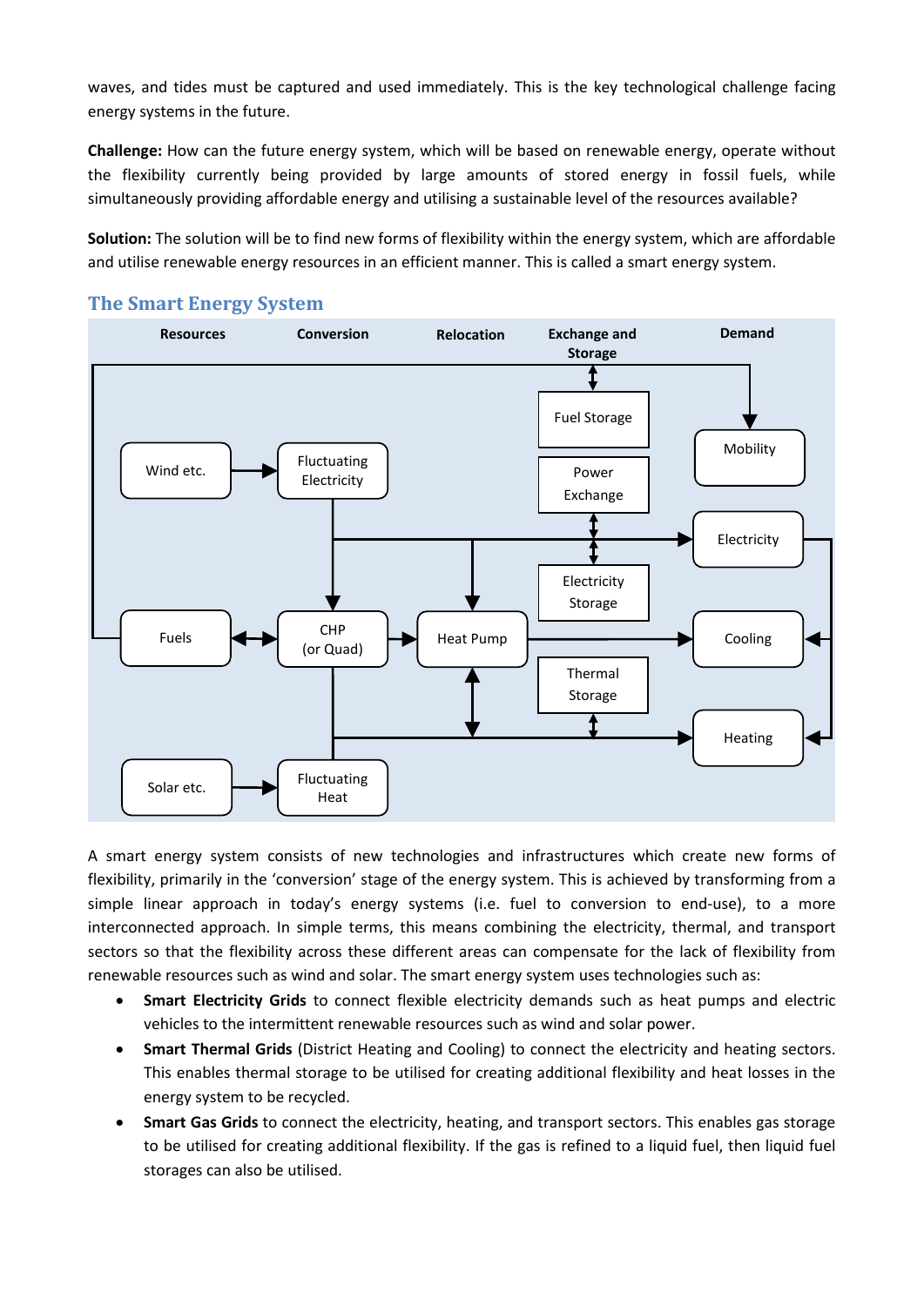waves, and tides must be captured and used immediately. This is the key technological challenge facing energy systems in the future.

**Challenge:** How can the future energy system, which will be based on renewable energy, operate without the flexibility currently being provided by large amounts of stored energy in fossil fuels, while simultaneously providing affordable energy and utilising a sustainable level of the resources available?

**Solution:** The solution will be to find new forms of flexibility within the energy system, which are affordable and utilise renewable energy resources in an efficient manner. This is called a smart energy system.

## The Smart Energy System

A smart energy system consists of new technologies and infrastructures which create new forms of flexibility, primarily in the 'conversion' stage of the energy system. This is achieved by transforming from a simple linear approach in today's energy systems (i.e. fuel to conversion to end-use), to a more interconnected approach. In simple terms, this means combining the electricity, thermal, and transport sectors so that the flexibility across these different areas can compensate for the lack of flexibility from renewable resources such as wind and solar. The smart energy system uses technologies such as:

- **Smart Electricity Grids** to connect flexible electricity demands such as heat pumps and electric vehicles to the intermittent renewable resources such as wind and solar power.
- **Smart Thermal Grids** (District Heating and Cooling) to connect the electricity and heating sectors. This enables thermal storage to be utilised for creating additional flexibility and heat losses in the energy system to be recycled.
- **Smart Gas Grids** to connect the electricity, heating, and transport sectors. This enables gas storage to be utilised for creating additional flexibility. If the gas is refined to a liquid fuel, then liquid fuel storages can also be utilised.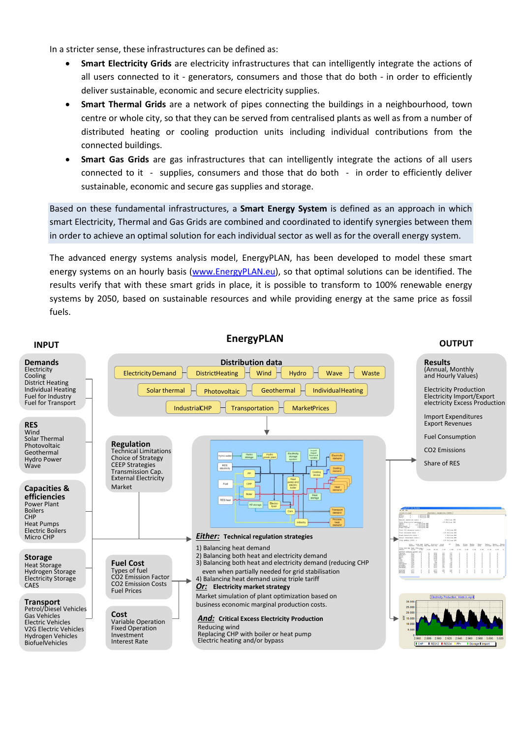In a stricter sense, these infrastructures can be defined as:

- **Smart Electricity Grids** are electricity infrastructures that can intelligently integrate the actions of all users connected to it - generators, consumers and those that do both - in order to efficiently deliver sustainable, economic and secure electricity supplies.
- **Smart Thermal Grids** are a network of pipes connecting the buildings in a neighbourhood, town centre or whole city, so that they can be served from centralised plants as well as from a number of distributed heating or cooling production units including individual contributions from the connected buildings.
- **Smart Gas Grids** are gas infrastructures that can intelligently integrate the actions of all users connected to it - supplies, consumers and those that do both - in order to efficiently deliver sustainable, economic and secure gas supplies and storage.

Based on these fundamental infrastructures, a **Smart Energy System** is defined as an approach in which smart Electricity, Thermal and Gas Grids are combined and coordinated to identify synergies between them in order to achieve an optimal solution for each individual sector as well as for the overall energy system.

The advanced energy systems analysis model, EnergyPLAN, has been developed to model these smart energy systems on an hourly basis (www.EnergyPLAN.eu), so that optimal solutions can be identified. The results verify that with these smart grids in place, it is possible to transform to 100% renewable energy systems by 2050, based on sustainable resources and while providing energy at the same price as fossil fuels.

**INPUT** | **EnergyPLAN** | **OUTPUT**

**Demands**
Electricity
Cooling
District Heating
Individual Heating
Fuel for Industry
Fuel for Transport

**RES**
Wind
Solar Thermal
Photovoltaic
Geothermal
Hydro Power
Wave

**Capacities & efficiencies**
Power Plant
Boilers
CHP
Heat Pumps
Electric Boilers
Micro CHP

**Storage**
Heat Storage
Hydrogen Storage
Electricity Storage
CAES

**Transport**
Petrol/Diesel Vehicles
Gas Vehicles
Electric Vehicles
V2G Electric Vehicles
Hydrogen Vehicles
BiofuelVehicles

**Distribution data**
Electricity Demand, DistrictHeating, Wind, Hydro, Wave, Waste, Solar thermal, Photovoltaic, Geothermal, IndividualHeating, IndustrialCHP, Transportation, MarketPrices

**Regulation**
Technical Limitations
Choice of Strategy
CEEP Strategies
Transmission Cap.
External Electricity Market

**Fuel Cost**
Types of fuel
CO2 Emission Factor
CO2 Emission Costs
Fuel Prices

**Cost**
Variable Operation
Fixed Operation
Investment
Interest Rate

***Either:*** **Technical regulation strategies**

1) Balancing heat demand
2) Balancing both heat and electricity demand
3) Balancing both heat and electricity demand (reducing CHP even when partially needed for grid stabilisation
4) Balancing heat demand using triple tariff

***Or:*** **Electricity market strategy**

Market simulation of plant optimization based on business economic marginal production costs.

***And:*** **Critical Excess Electricity Production**

Reducing wind
Replacing CHP with boiler or heat pump
Electric heating and/or bypass

**Results**
(Annual, Monthly and Hourly Values)

Electricity Production
Electricity Import/Export
electricity Excess Production

Import Expenditures
Export Revenues

Fuel Consumption

CO2 Emissions

Share of RES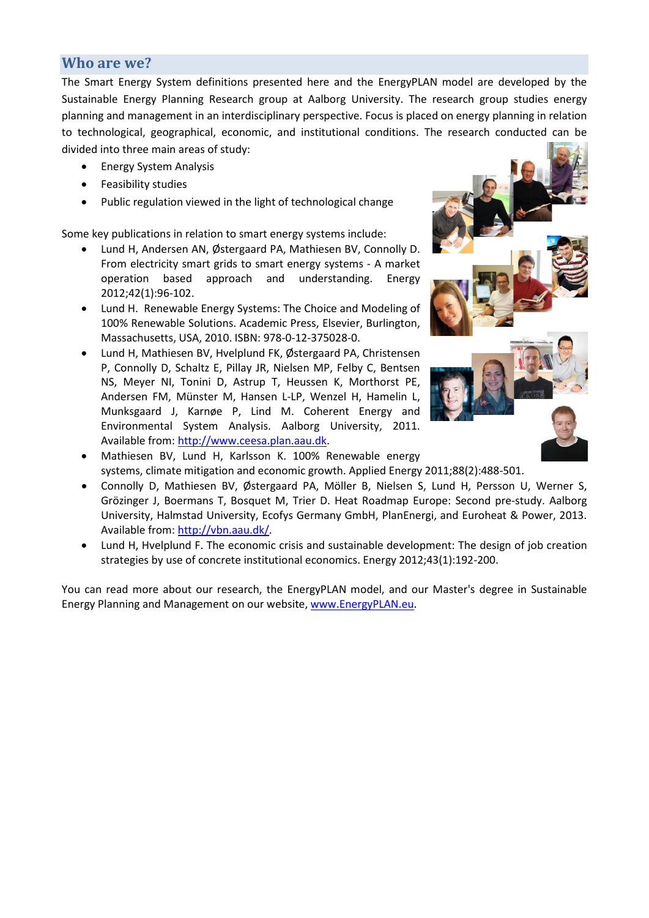## Who are we?

The Smart Energy System definitions presented here and the EnergyPLAN model are developed by the Sustainable Energy Planning Research group at Aalborg University. The research group studies energy planning and management in an interdisciplinary perspective. Focus is placed on energy planning in relation to technological, geographical, economic, and institutional conditions. The research conducted can be divided into three main areas of study:

- Energy System Analysis
- Feasibility studies
- Public regulation viewed in the light of technological change

Some key publications in relation to smart energy systems include:

- Lund H, Andersen AN, Østergaard PA, Mathiesen BV, Connolly D. From electricity smart grids to smart energy systems - A market operation based approach and understanding. Energy 2012;42(1):96-102.
- Lund H. Renewable Energy Systems: The Choice and Modeling of 100% Renewable Solutions. Academic Press, Elsevier, Burlington, Massachusetts, USA, 2010. ISBN: 978-0-12-375028-0.
- Lund H, Mathiesen BV, Hvelplund FK, Østergaard PA, Christensen P, Connolly D, Schaltz E, Pillay JR, Nielsen MP, Felby C, Bentsen NS, Meyer NI, Tonini D, Astrup T, Heussen K, Morthorst PE, Andersen FM, Münster M, Hansen L-LP, Wenzel H, Hamelin L, Munksgaard J, Karnøe P, Lind M. Coherent Energy and Environmental System Analysis. Aalborg University, 2011. Available from: http://www.ceesa.plan.aau.dk.
- Mathiesen BV, Lund H, Karlsson K. 100% Renewable energy systems, climate mitigation and economic growth. Applied Energy 2011;88(2):488-501.
- Connolly D, Mathiesen BV, Østergaard PA, Möller B, Nielsen S, Lund H, Persson U, Werner S, Grözinger J, Boermans T, Bosquet M, Trier D. Heat Roadmap Europe: Second pre-study. Aalborg University, Halmstad University, Ecofys Germany GmbH, PlanEnergi, and Euroheat & Power, 2013. Available from: http://vbn.aau.dk/.
- Lund H, Hvelplund F. The economic crisis and sustainable development: The design of job creation strategies by use of concrete institutional economics. Energy 2012;43(1):192-200.

You can read more about our research, the EnergyPLAN model, and our Master's degree in Sustainable Energy Planning and Management on our website, www.EnergyPLAN.eu.